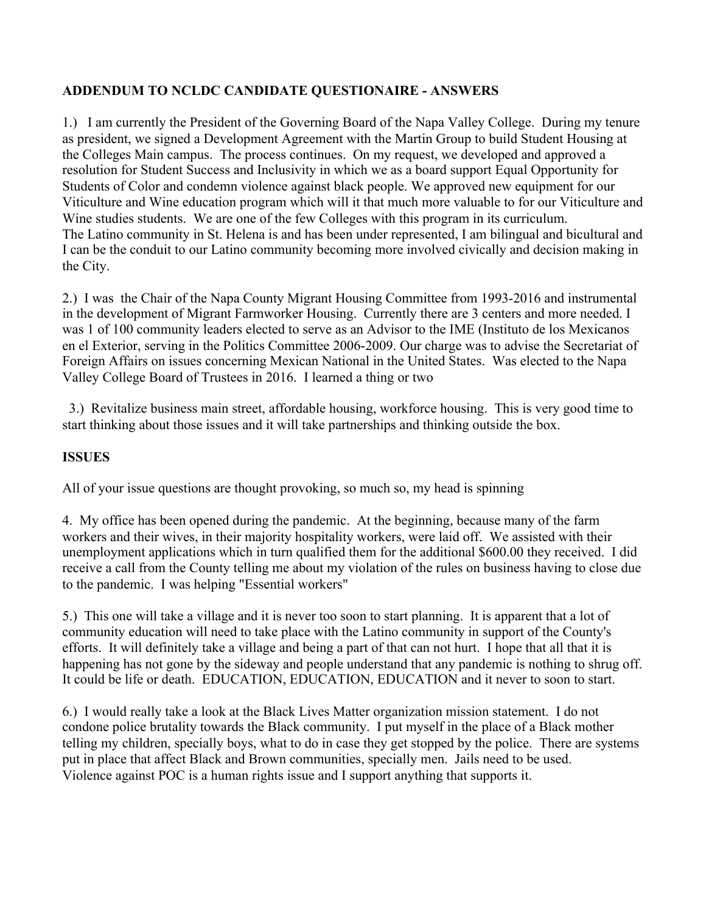**ADDENDUM TO NCLDC CANDIDATE QUESTIONAIRE - ANSWERS**

1.) I am currently the President of the Governing Board of the Napa Valley College. During my tenure as president, we signed a Development Agreement with the Martin Group to build Student Housing at the Colleges Main campus. The process continues. On my request, we developed and approved a resolution for Student Success and Inclusivity in which we as a board support Equal Opportunity for Students of Color and condemn violence against black people. We approved new equipment for our Viticulture and Wine education program which will it that much more valuable to for our Viticulture and Wine studies students. We are one of the few Colleges with this program in its curriculum.
The Latino community in St. Helena is and has been under represented, I am bilingual and bicultural and I can be the conduit to our Latino community becoming more involved civically and decision making in the City.

2.) I was the Chair of the Napa County Migrant Housing Committee from 1993-2016 and instrumental in the development of Migrant Farmworker Housing. Currently there are 3 centers and more needed. I was 1 of 100 community leaders elected to serve as an Advisor to the IME (Instituto de los Mexicanos en el Exterior, serving in the Politics Committee 2006-2009. Our charge was to advise the Secretariat of Foreign Affairs on issues concerning Mexican National in the United States. Was elected to the Napa Valley College Board of Trustees in 2016. I learned a thing or two

3.) Revitalize business main street, affordable housing, workforce housing. This is very good time to start thinking about those issues and it will take partnerships and thinking outside the box.

**ISSUES**

All of your issue questions are thought provoking, so much so, my head is spinning

4. My office has been opened during the pandemic. At the beginning, because many of the farm workers and their wives, in their majority hospitality workers, were laid off. We assisted with their unemployment applications which in turn qualified them for the additional $600.00 they received. I did receive a call from the County telling me about my violation of the rules on business having to close due to the pandemic. I was helping "Essential workers"

5.) This one will take a village and it is never too soon to start planning. It is apparent that a lot of community education will need to take place with the Latino community in support of the County's efforts. It will definitely take a village and being a part of that can not hurt. I hope that all that it is happening has not gone by the sideway and people understand that any pandemic is nothing to shrug off. It could be life or death. EDUCATION, EDUCATION, EDUCATION and it never to soon to start.

6.) I would really take a look at the Black Lives Matter organization mission statement. I do not condone police brutality towards the Black community. I put myself in the place of a Black mother telling my children, specially boys, what to do in case they get stopped by the police. There are systems put in place that affect Black and Brown communities, specially men. Jails need to be used.
Violence against POC is a human rights issue and I support anything that supports it.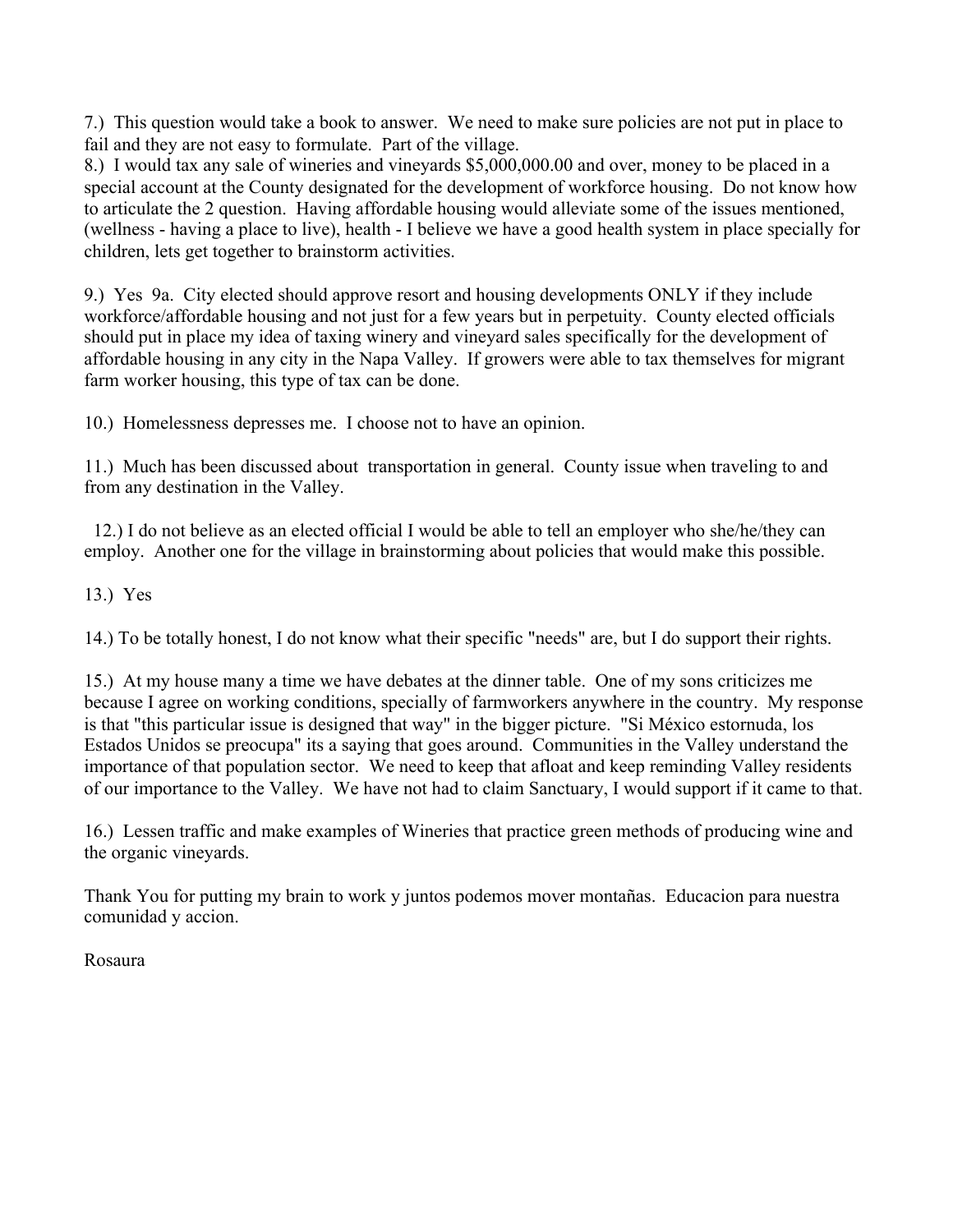7.) This question would take a book to answer. We need to make sure policies are not put in place to fail and they are not easy to formulate. Part of the village.

8.) I would tax any sale of wineries and vineyards $5,000,000.00 and over, money to be placed in a special account at the County designated for the development of workforce housing. Do not know how to articulate the 2 question. Having affordable housing would alleviate some of the issues mentioned, (wellness - having a place to live), health - I believe we have a good health system in place specially for children, lets get together to brainstorm activities.

9.) Yes 9a. City elected should approve resort and housing developments ONLY if they include workforce/affordable housing and not just for a few years but in perpetuity. County elected officials should put in place my idea of taxing winery and vineyard sales specifically for the development of affordable housing in any city in the Napa Valley. If growers were able to tax themselves for migrant farm worker housing, this type of tax can be done.

10.) Homelessness depresses me. I choose not to have an opinion.

11.) Much has been discussed about transportation in general. County issue when traveling to and from any destination in the Valley.

12.) I do not believe as an elected official I would be able to tell an employer who she/he/they can employ. Another one for the village in brainstorming about policies that would make this possible.

13.) Yes

14.) To be totally honest, I do not know what their specific "needs" are, but I do support their rights.

15.) At my house many a time we have debates at the dinner table. One of my sons criticizes me because I agree on working conditions, specially of farmworkers anywhere in the country. My response is that "this particular issue is designed that way" in the bigger picture. "Si México estornuda, los Estados Unidos se preocupa" its a saying that goes around. Communities in the Valley understand the importance of that population sector. We need to keep that afloat and keep reminding Valley residents of our importance to the Valley. We have not had to claim Sanctuary, I would support if it came to that.

16.) Lessen traffic and make examples of Wineries that practice green methods of producing wine and the organic vineyards.

Thank You for putting my brain to work y juntos podemos mover montañas. Educacion para nuestra comunidad y accion.

Rosaura